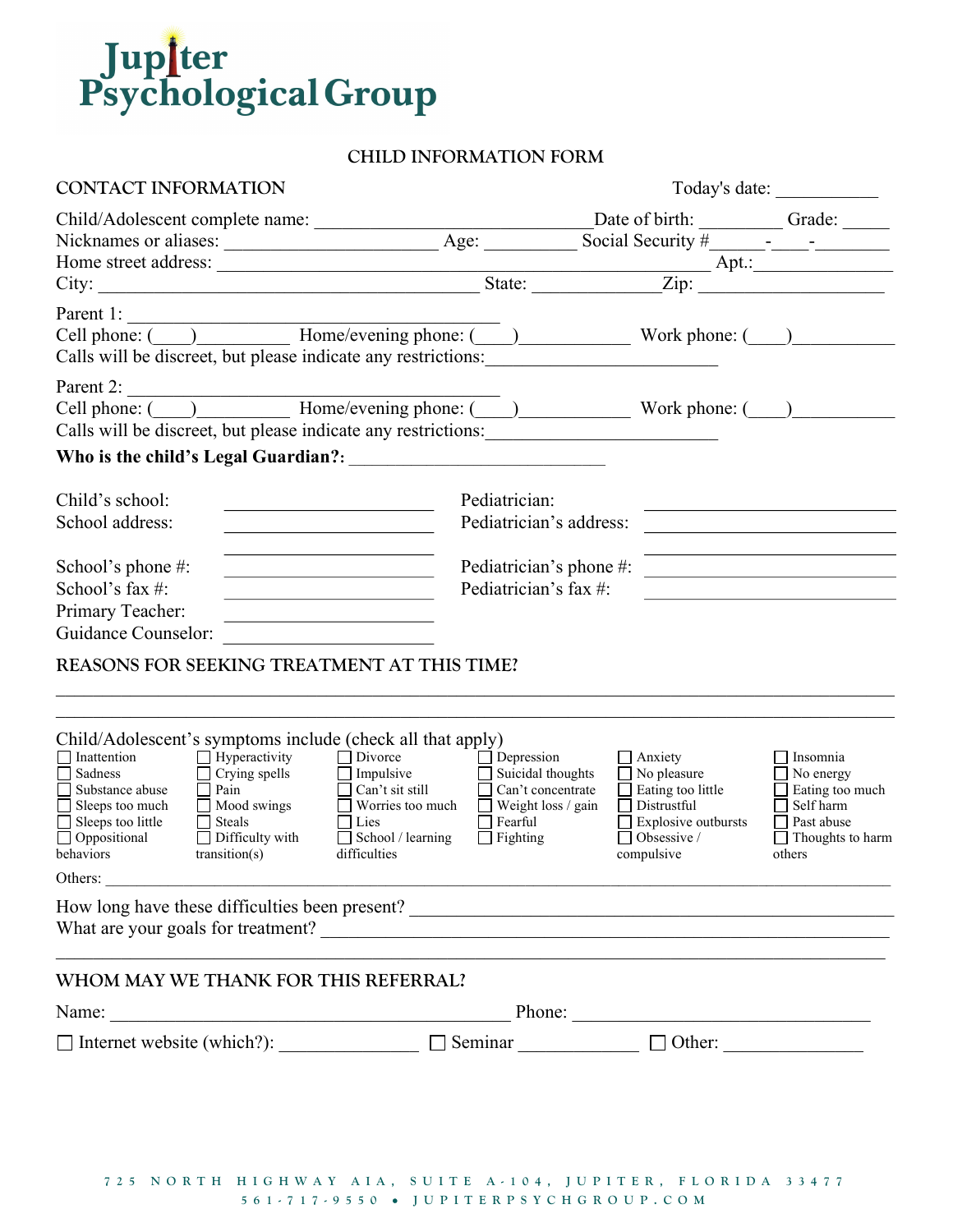# Jupiter Psychological Group

## CHILD INFORMATION FORM

**CONTACT INFORMATION** Today's date: ___________

Child/Adolescent complete name: ______________________________ Date of birth: _________ Grade: _____

Nicknames or aliases: ______________________ Age: __________ Social Security #______-____-________

Home street address: ______________________________________________________ Apt.:______________

City: ________________________________________ State: _____________Zip: ___________________

Parent 1: ________________________________________

Cell phone: (____)__________ Home/evening phone: (____)____________ Work phone: (____)___________

Calls will be discreet, but please indicate any restrictions:________________________

Parent 2: ________________________________________

Cell phone: (____)__________ Home/evening phone: (____)____________ Work phone: (____)___________

Calls will be discreet, but please indicate any restrictions:________________________

**Who is the child's Legal Guardian?:** ____________________________

Child's school: ______________________ Pediatrician: ___________________________

School address: ______________________ Pediatrician's address: ___________________________

______________________ ___________________________

School's phone #: ______________________ Pediatrician's phone #: ___________________________

School's fax #: ______________________ Pediatrician's fax #: ___________________________

Primary Teacher: ______________________

Guidance Counselor: ______________________

**REASONS FOR SEEKING TREATMENT AT THIS TIME?**

_____________________________________________________________________________________

_____________________________________________________________________________________

Child/Adolescent's symptoms include (check all that apply)

| | | | | | |
|---|---|---|---|---|---|
| ☐ Inattention | ☐ Hyperactivity | ☐ Divorce | ☐ Depression | ☐ Anxiety | ☐ Insomnia |
| ☐ Sadness | ☐ Crying spells | ☐ Impulsive | ☐ Suicidal thoughts | ☐ No pleasure | ☐ No energy |
| ☐ Substance abuse | ☐ Pain | ☐ Can't sit still | ☐ Can't concentrate | ☐ Eating too little | ☐ Eating too much |
| ☐ Sleeps too much | ☐ Mood swings | ☐ Worries too much | ☐ Weight loss / gain | ☐ Distrustful | ☐ Self harm |
| ☐ Sleeps too little | ☐ Steals | ☐ Lies | ☐ Fearful | ☐ Explosive outbursts | ☐ Past abuse |
| ☐ Oppositional behaviors | ☐ Difficulty with transition(s) | ☐ School / learning difficulties | ☐ Fighting | ☐ Obsessive / compulsive | ☐ Thoughts to harm others |

Others: _____________________________________________________________________________

How long have these difficulties been present? ______________________________________________

What are your goals for treatment? ______________________________________________________

_____________________________________________________________________________________

**WHOM MAY WE THANK FOR THIS REFERRAL?**

Name: ____________________________________________ Phone: ________________________________

☐ Internet website (which?): ______________ ☐ Seminar ____________ ☐ Other: ______________

725 NORTH HIGHWAY A1A, SUITE A-104, JUPITER, FLORIDA 33477
561-717-9550 • JUPITERPSYCHGROUP.COM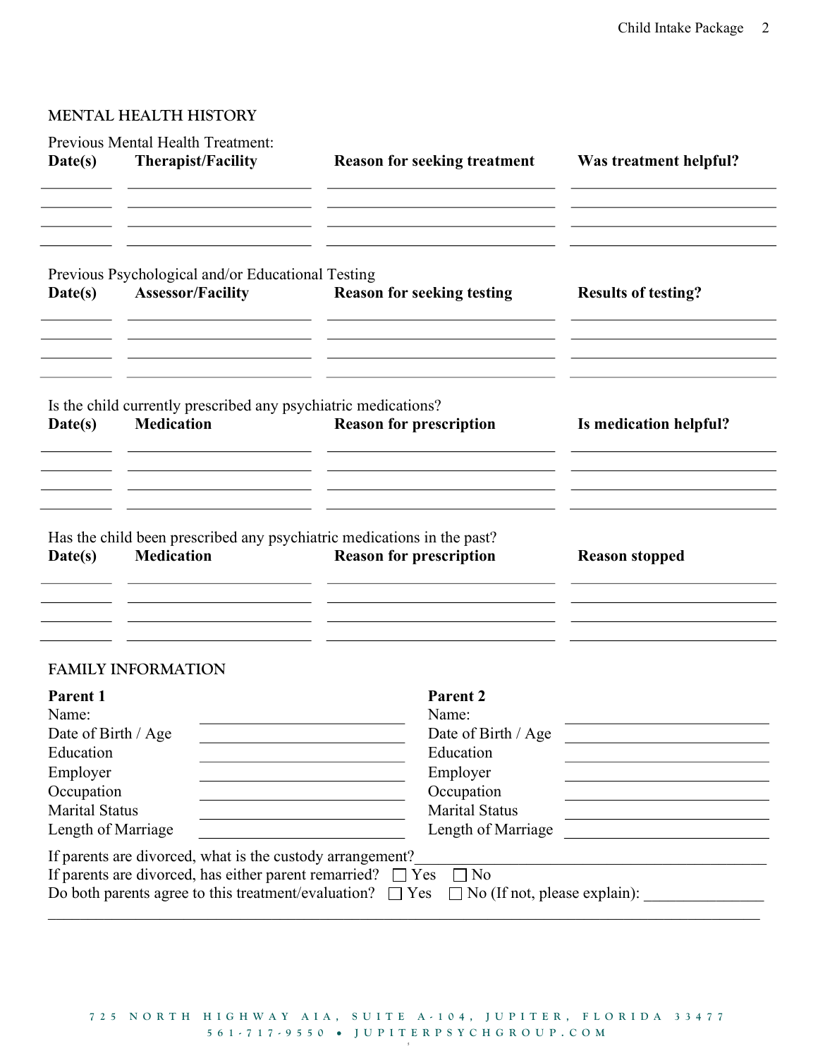## MENTAL HEALTH HISTORY

Previous Mental Health Treatment:

| Date(s) | Therapist/Facility | Reason for seeking treatment | Was treatment helpful? |
|---|---|---|---|
| | | | |
| | | | |
| | | | |
| | | | |

Previous Psychological and/or Educational Testing

| Date(s) | Assessor/Facility | Reason for seeking testing | Results of testing? |
|---|---|---|---|
| | | | |
| | | | |
| | | | |
| | | | |

Is the child currently prescribed any psychiatric medications?

| Date(s) | Medication | Reason for prescription | Is medication helpful? |
|---|---|---|---|
| | | | |
| | | | |
| | | | |
| | | | |

Has the child been prescribed any psychiatric medications in the past?

| Date(s) | Medication | Reason for prescription | Reason stopped |
|---|---|---|---|
| | | | |
| | | | |
| | | | |
| | | | |

## FAMILY INFORMATION

| **Parent 1** | | **Parent 2** | |
|---|---|---|---|
| Name: | ______________ | Name: | ______________ |
| Date of Birth / Age | ______________ | Date of Birth / Age | ______________ |
| Education | ______________ | Education | ______________ |
| Employer | ______________ | Employer | ______________ |
| Occupation | ______________ | Occupation | ______________ |
| Marital Status | ______________ | Marital Status | ______________ |
| Length of Marriage | ______________ | Length of Marriage | ______________ |

If parents are divorced, what is the custody arrangement?______________________________

If parents are divorced, has either parent remarried? ☐ Yes ☐ No

Do both parents agree to this treatment/evaluation? ☐ Yes ☐ No (If not, please explain): _______________

_____________________________________________________________________________

725 NORTH HIGHWAY AIA, SUITE A-104, JUPITER, FLORIDA 33477
561-717-9550 • JUPITERPSYCHGROUP.COM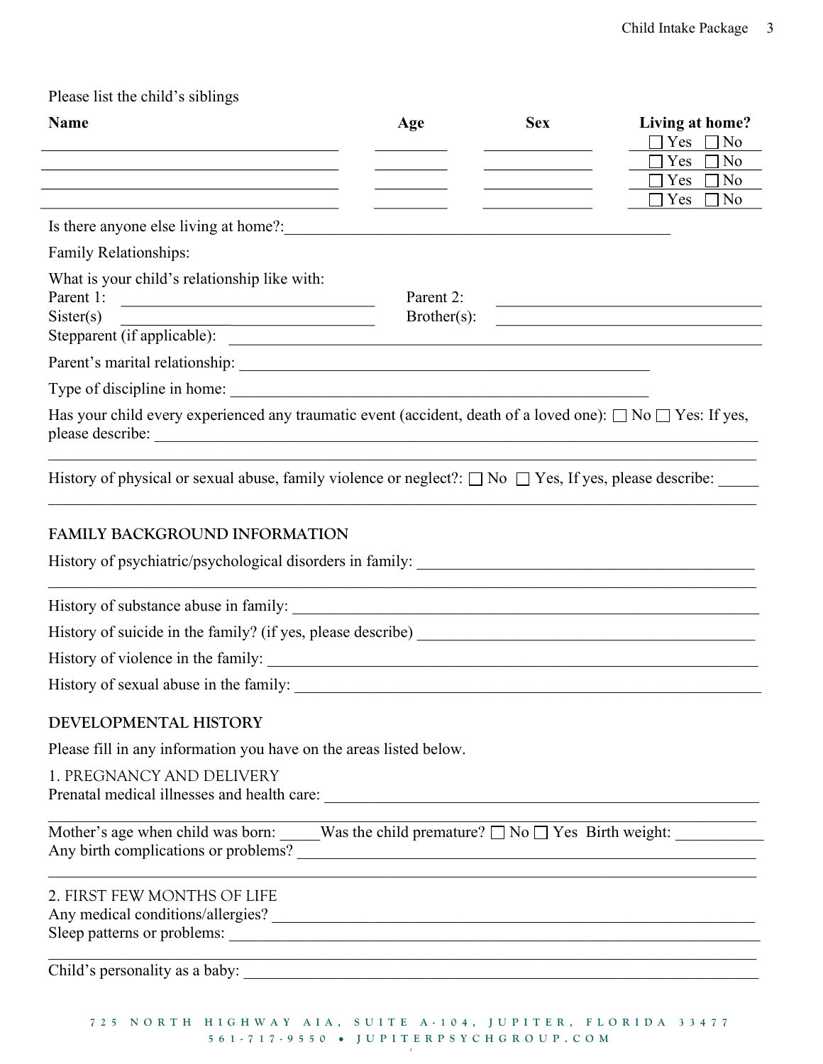Please list the child's siblings

| Name | Age | Sex | Living at home? |
| --- | --- | --- | --- |
| | | | ☐ Yes ☐ No |
| | | | ☐ Yes ☐ No |
| | | | ☐ Yes ☐ No |
| | | | ☐ Yes ☐ No |

Is there anyone else living at home?: ____________________________________________

Family Relationships:

What is your child's relationship like with:

Parent 1: ______________________________ Parent 2: ______________________________

Sister(s) ______________________________ Brother(s): ______________________________

Stepparent (if applicable): ____________________________________________

Parent's marital relationship: ____________________________________________

Type of discipline in home: ____________________________________________

Has your child every experienced any traumatic event (accident, death of a loved one): ☐ No ☐ Yes: If yes, please describe: ____________________________________________

____________________________________________

History of physical or sexual abuse, family violence or neglect?: ☐ No ☐ Yes, If yes, please describe: _____

____________________________________________

## FAMILY BACKGROUND INFORMATION

History of psychiatric/psychological disorders in family: ____________________________________________

____________________________________________

History of substance abuse in family: ____________________________________________

History of suicide in the family? (if yes, please describe) ____________________________________________

History of violence in the family: ____________________________________________

History of sexual abuse in the family: ____________________________________________

## DEVELOPMENTAL HISTORY

Please fill in any information you have on the areas listed below.

### 1. PREGNANCY AND DELIVERY

Prenatal medical illnesses and health care: ____________________________________________

____________________________________________

Mother's age when child was born: _____Was the child premature? ☐ No ☐ Yes Birth weight: ___________

Any birth complications or problems? ____________________________________________

____________________________________________

### 2. FIRST FEW MONTHS OF LIFE

Any medical conditions/allergies? ____________________________________________

Sleep patterns or problems: ____________________________________________

____________________________________________

Child's personality as a baby: ____________________________________________

725 NORTH HIGHWAY A1A, SUITE A-104, JUPITER, FLORIDA 33477
561-717-9550 • JUPITERPSYCHGROUP.COM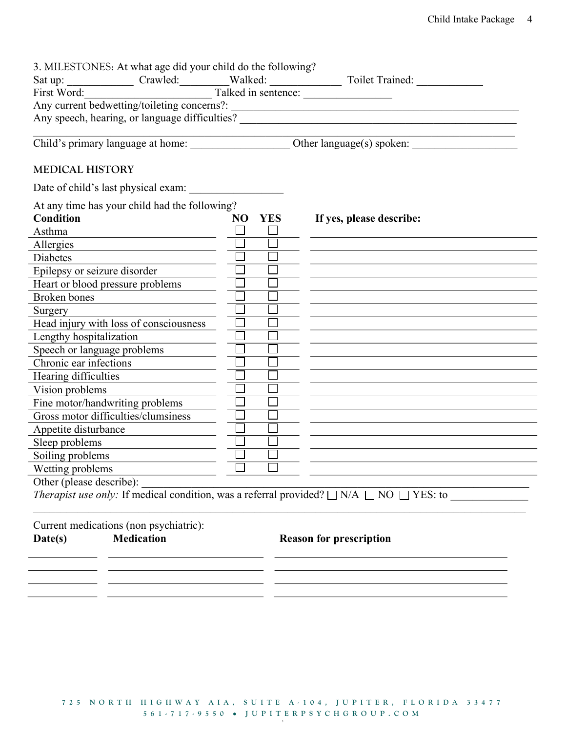3. MILESTONES: At what age did your child do the following?

Sat up: ____________ Crawled:_________ Walked: _____________ Toilet Trained: ____________

First Word:______________________ Talked in sentence: _______________

Any current bedwetting/toileting concerns?: ___________________________________________

Any speech, hearing, or language difficulties? _________________________________________

______________________________________________________________________________

Child's primary language at home: _________________ Other language(s) spoken: __________________

## MEDICAL HISTORY

Date of child's last physical exam: _________________

At any time has your child had the following?

| **Condition** | **NO** | **YES** | **If yes, please describe:** |
|---|---|---|---|
| Asthma | ☐ | ☐ | |
| Allergies | ☐ | ☐ | |
| Diabetes | ☐ | ☐ | |
| Epilepsy or seizure disorder | ☐ | ☐ | |
| Heart or blood pressure problems | ☐ | ☐ | |
| Broken bones | ☐ | ☐ | |
| Surgery | ☐ | ☐ | |
| Head injury with loss of consciousness | ☐ | ☐ | |
| Lengthy hospitalization | ☐ | ☐ | |
| Speech or language problems | ☐ | ☐ | |
| Chronic ear infections | ☐ | ☐ | |
| Hearing difficulties | ☐ | ☐ | |
| Vision problems | ☐ | ☐ | |
| Fine motor/handwriting problems | ☐ | ☐ | |
| Gross motor difficulties/clumsiness | ☐ | ☐ | |
| Appetite disturbance | ☐ | ☐ | |
| Sleep problems | ☐ | ☐ | |
| Soiling problems | ☐ | ☐ | |
| Wetting problems | ☐ | ☐ | |

Other (please describe): _____________________________________________________________

*Therapist use only:* If medical condition, was a referral provided? ☐ N/A ☐ NO ☐ YES: to ______________

______________________________________________________________________________

Current medications (non psychiatric):

| **Date(s)** | **Medication** | **Reason for prescription** |
|---|---|---|
| | | |
| | | |
| | | |
| | | |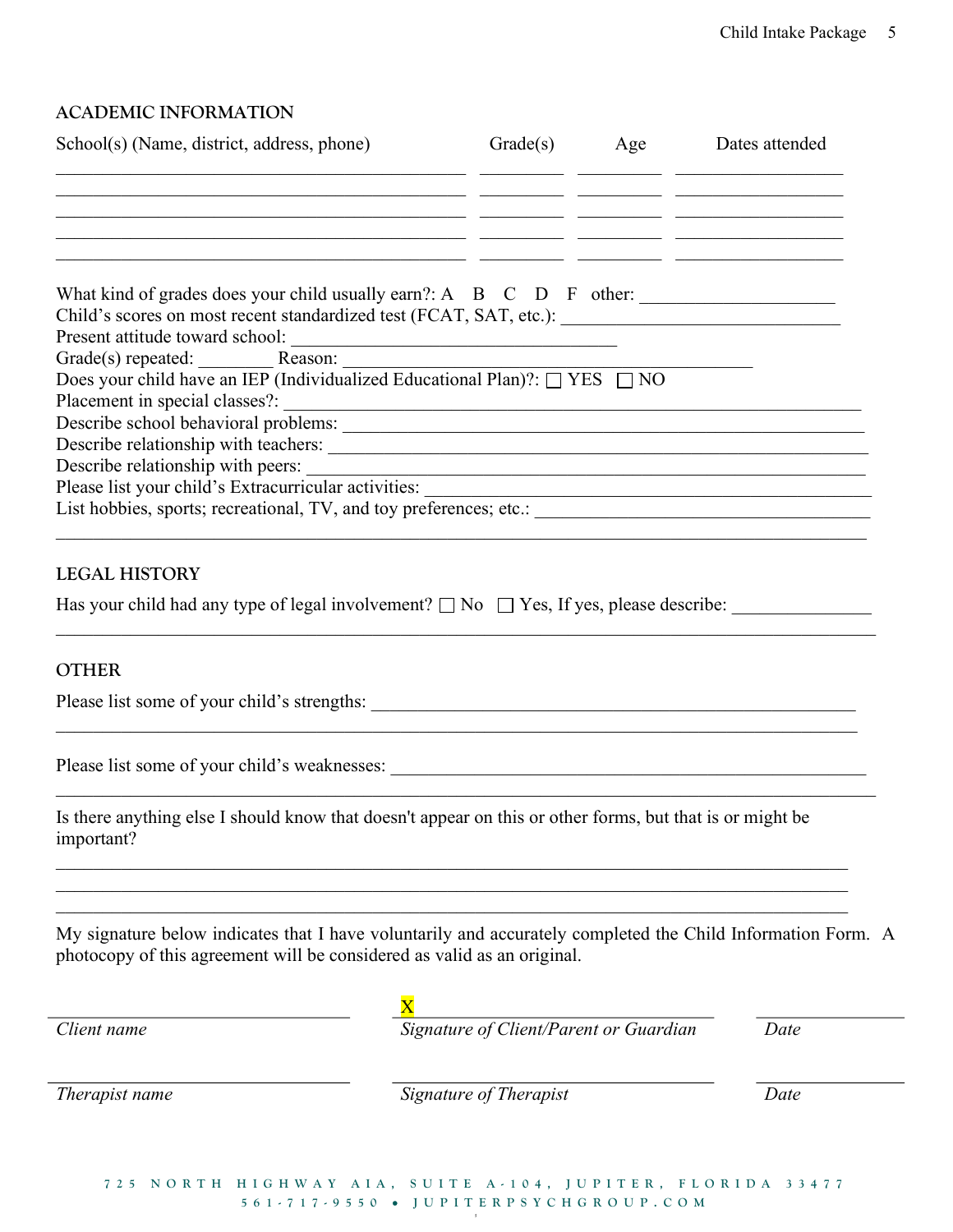## ACADEMIC INFORMATION

| School(s) (Name, district, address, phone) | Grade(s) | Age | Dates attended |
|---|---|---|---|
| | | | |
| | | | |
| | | | |
| | | | |
| | | | |

What kind of grades does your child usually earn?: A B C D F other: ____________________

Child's scores on most recent standardized test (FCAT, SAT, etc.): ____________________________

Present attitude toward school: __________________________________

Grade(s) repeated: ________ Reason: ________________________________________

Does your child have an IEP (Individualized Educational Plan)?: ☐ YES ☐ NO

Placement in special classes?: ____________________________________________________________

Describe school behavioral problems: _____________________________________________________

Describe relationship with teachers: _____________________________________________________

Describe relationship with peers: ________________________________________________________

Please list your child's Extracurricular activities: ______________________________________

List hobbies, sports; recreational, TV, and toy preferences; etc.: ___________________________

_______________________________________________________________________________

## LEGAL HISTORY

Has your child had any type of legal involvement? ☐ No ☐ Yes, If yes, please describe: ______________

_______________________________________________________________________________

## OTHER

Please list some of your child's strengths: ______________________________________________

_______________________________________________________________________________

Please list some of your child's weaknesses: ____________________________________________

_______________________________________________________________________________

Is there anything else I should know that doesn't appear on this or other forms, but that is or might be important?

_______________________________________________________________________________

_______________________________________________________________________________

_______________________________________________________________________________

My signature below indicates that I have voluntarily and accurately completed the Child Information Form. A photocopy of this agreement will be considered as valid as an original.

| | X | |
|---|---|---|
| *Client name* | *Signature of Client/Parent or Guardian* | *Date* |
| | | |
| *Therapist name* | *Signature of Therapist* | *Date* |

725 NORTH HIGHWAY AIA, SUITE A-104, JUPITER, FLORIDA 33477
561-717-9550 • JUPITERPSYCHGROUP.COM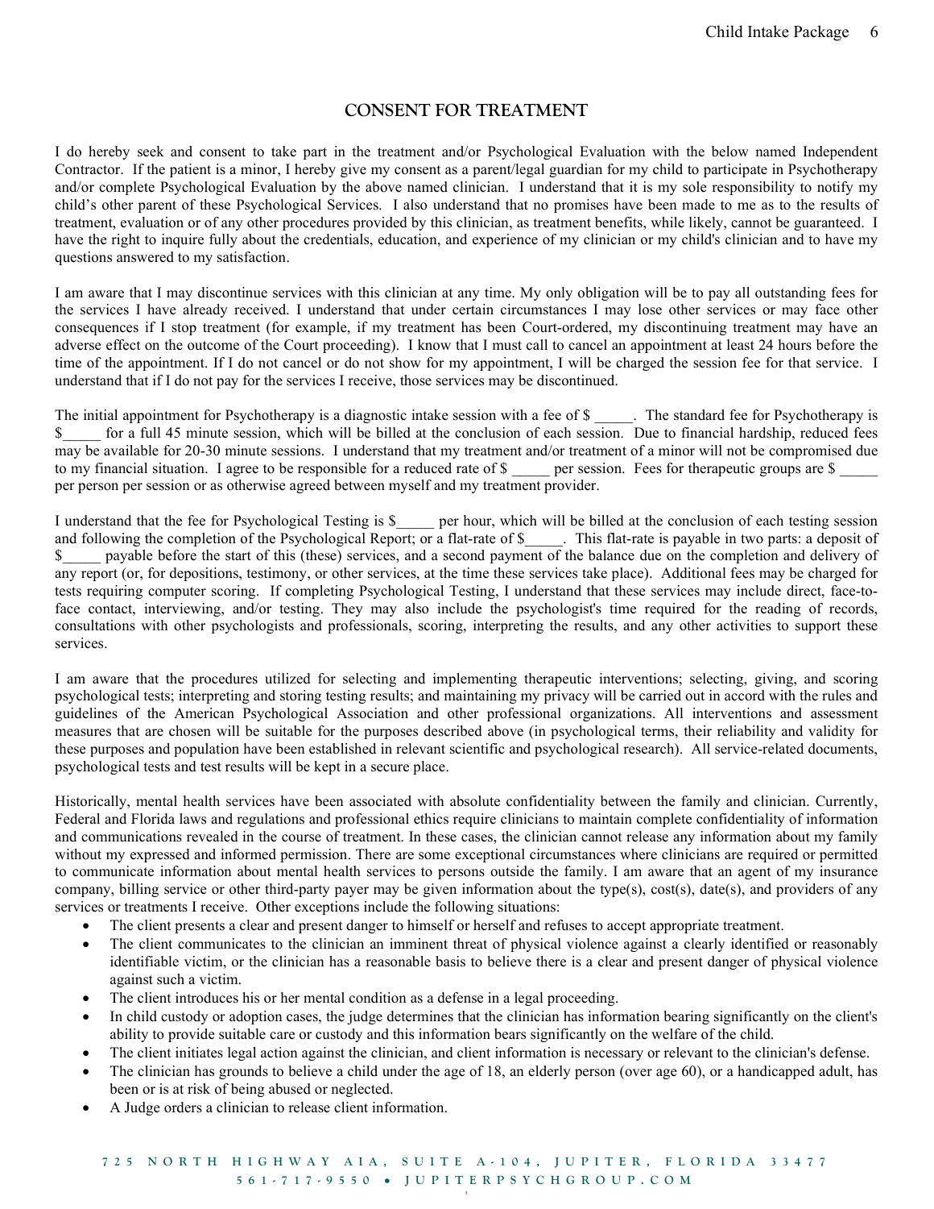## CONSENT FOR TREATMENT

I do hereby seek and consent to take part in the treatment and/or Psychological Evaluation with the below named Independent Contractor. If the patient is a minor, I hereby give my consent as a parent/legal guardian for my child to participate in Psychotherapy and/or complete Psychological Evaluation by the above named clinician. I understand that it is my sole responsibility to notify my child's other parent of these Psychological Services. I also understand that no promises have been made to me as to the results of treatment, evaluation or of any other procedures provided by this clinician, as treatment benefits, while likely, cannot be guaranteed. I have the right to inquire fully about the credentials, education, and experience of my clinician or my child's clinician and to have my questions answered to my satisfaction.

I am aware that I may discontinue services with this clinician at any time. My only obligation will be to pay all outstanding fees for the services I have already received. I understand that under certain circumstances I may lose other services or may face other consequences if I stop treatment (for example, if my treatment has been Court-ordered, my discontinuing treatment may have an adverse effect on the outcome of the Court proceeding). I know that I must call to cancel an appointment at least 24 hours before the time of the appointment. If I do not cancel or do not show for my appointment, I will be charged the session fee for that service. I understand that if I do not pay for the services I receive, those services may be discontinued.

The initial appointment for Psychotherapy is a diagnostic intake session with a fee of $ _____. The standard fee for Psychotherapy is $_____ for a full 45 minute session, which will be billed at the conclusion of each session. Due to financial hardship, reduced fees may be available for 20-30 minute sessions. I understand that my treatment and/or treatment of a minor will not be compromised due to my financial situation. I agree to be responsible for a reduced rate of $ _____ per session. Fees for therapeutic groups are $ _____ per person per session or as otherwise agreed between myself and my treatment provider.

I understand that the fee for Psychological Testing is $_____ per hour, which will be billed at the conclusion of each testing session and following the completion of the Psychological Report; or a flat-rate of $_____. This flat-rate is payable in two parts: a deposit of $_____ payable before the start of this (these) services, and a second payment of the balance due on the completion and delivery of any report (or, for depositions, testimony, or other services, at the time these services take place). Additional fees may be charged for tests requiring computer scoring. If completing Psychological Testing, I understand that these services may include direct, face-to-face contact, interviewing, and/or testing. They may also include the psychologist's time required for the reading of records, consultations with other psychologists and professionals, scoring, interpreting the results, and any other activities to support these services.

I am aware that the procedures utilized for selecting and implementing therapeutic interventions; selecting, giving, and scoring psychological tests; interpreting and storing testing results; and maintaining my privacy will be carried out in accord with the rules and guidelines of the American Psychological Association and other professional organizations. All interventions and assessment measures that are chosen will be suitable for the purposes described above (in psychological terms, their reliability and validity for these purposes and population have been established in relevant scientific and psychological research). All service-related documents, psychological tests and test results will be kept in a secure place.

Historically, mental health services have been associated with absolute confidentiality between the family and clinician. Currently, Federal and Florida laws and regulations and professional ethics require clinicians to maintain complete confidentiality of information and communications revealed in the course of treatment. In these cases, the clinician cannot release any information about my family without my expressed and informed permission. There are some exceptional circumstances where clinicians are required or permitted to communicate information about mental health services to persons outside the family. I am aware that an agent of my insurance company, billing service or other third-party payer may be given information about the type(s), cost(s), date(s), and providers of any services or treatments I receive. Other exceptions include the following situations:

- The client presents a clear and present danger to himself or herself and refuses to accept appropriate treatment.
- The client communicates to the clinician an imminent threat of physical violence against a clearly identified or reasonably identifiable victim, or the clinician has a reasonable basis to believe there is a clear and present danger of physical violence against such a victim.
- The client introduces his or her mental condition as a defense in a legal proceeding.
- In child custody or adoption cases, the judge determines that the clinician has information bearing significantly on the client's ability to provide suitable care or custody and this information bears significantly on the welfare of the child.
- The client initiates legal action against the clinician, and client information is necessary or relevant to the clinician's defense.
- The clinician has grounds to believe a child under the age of 18, an elderly person (over age 60), or a handicapped adult, has been or is at risk of being abused or neglected.
- A Judge orders a clinician to release client information.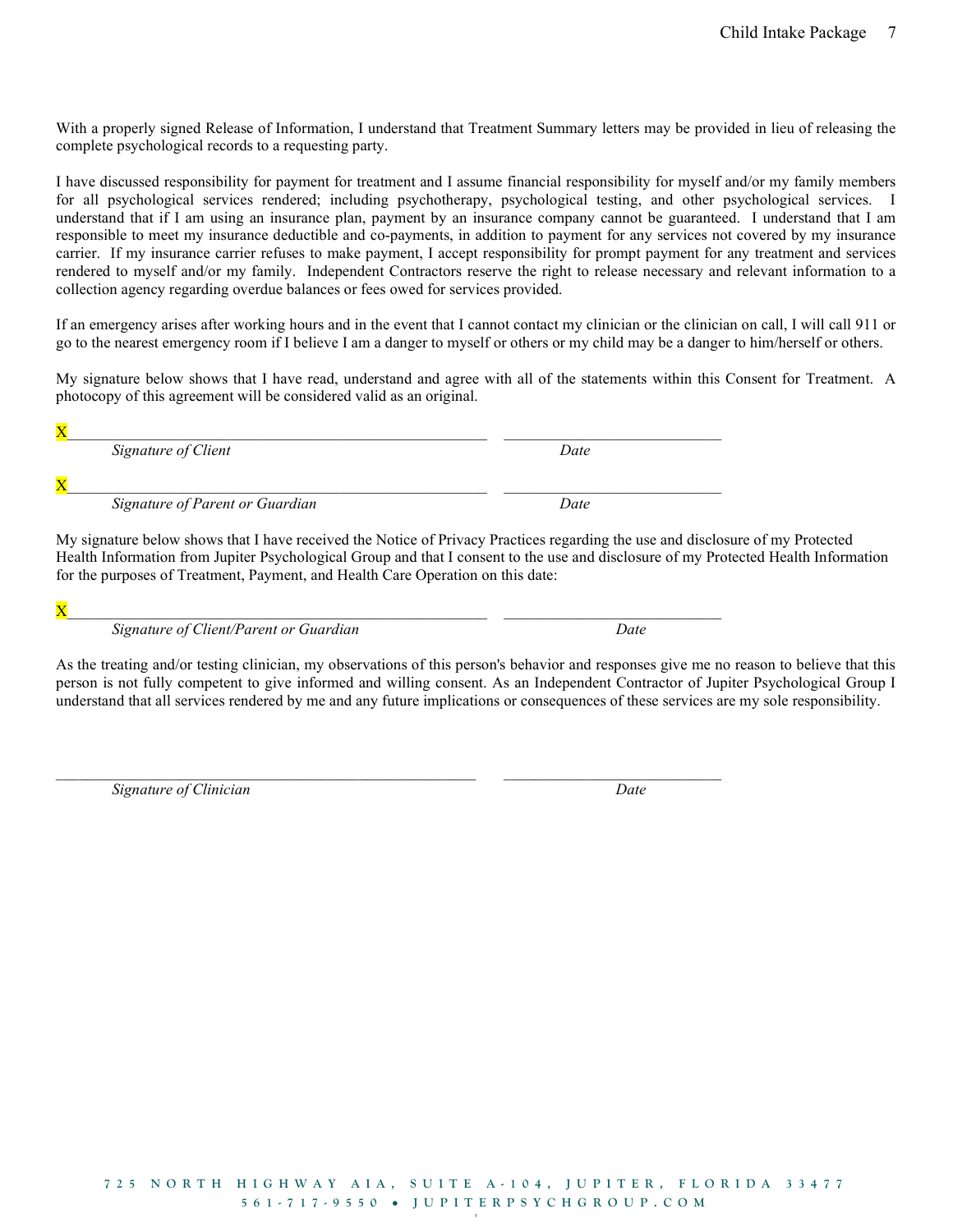With a properly signed Release of Information, I understand that Treatment Summary letters may be provided in lieu of releasing the complete psychological records to a requesting party.

I have discussed responsibility for payment for treatment and I assume financial responsibility for myself and/or my family members for all psychological services rendered; including psychotherapy, psychological testing, and other psychological services. I understand that if I am using an insurance plan, payment by an insurance company cannot be guaranteed. I understand that I am responsible to meet my insurance deductible and co-payments, in addition to payment for any services not covered by my insurance carrier. If my insurance carrier refuses to make payment, I accept responsibility for prompt payment for any treatment and services rendered to myself and/or my family. Independent Contractors reserve the right to release necessary and relevant information to a collection agency regarding overdue balances or fees owed for services provided.

If an emergency arises after working hours and in the event that I cannot contact my clinician or the clinician on call, I will call 911 or go to the nearest emergency room if I believe I am a danger to myself or others or my child may be a danger to him/herself or others.

My signature below shows that I have read, understand and agree with all of the statements within this Consent for Treatment. A photocopy of this agreement will be considered valid as an original.

X______________________________________________________ ____________________________

*Signature of Client* *Date*

X______________________________________________________ ____________________________

*Signature of Parent or Guardian* *Date*

My signature below shows that I have received the Notice of Privacy Practices regarding the use and disclosure of my Protected Health Information from Jupiter Psychological Group and that I consent to the use and disclosure of my Protected Health Information for the purposes of Treatment, Payment, and Health Care Operation on this date:

X______________________________________________________ ____________________________

*Signature of Client/Parent or Guardian* *Date*

As the treating and/or testing clinician, my observations of this person's behavior and responses give me no reason to believe that this person is not fully competent to give informed and willing consent. As an Independent Contractor of Jupiter Psychological Group I understand that all services rendered by me and any future implications or consequences of these services are my sole responsibility.

______________________________________________________ ____________________________

*Signature of Clinician* *Date*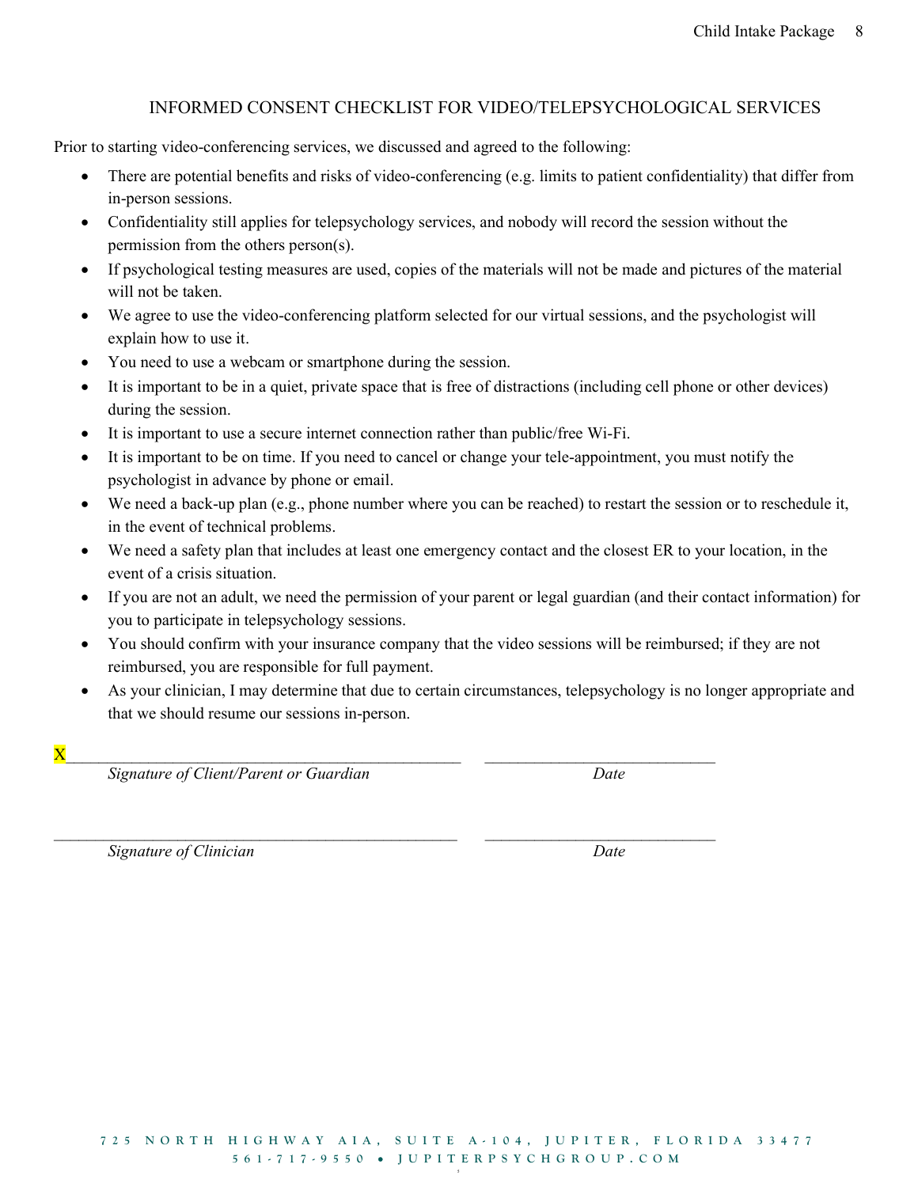## INFORMED CONSENT CHECKLIST FOR VIDEO/TELEPSYCHOLOGICAL SERVICES

Prior to starting video-conferencing services, we discussed and agreed to the following:

- There are potential benefits and risks of video-conferencing (e.g. limits to patient confidentiality) that differ from in-person sessions.
- Confidentiality still applies for telepsychology services, and nobody will record the session without the permission from the others person(s).
- If psychological testing measures are used, copies of the materials will not be made and pictures of the material will not be taken.
- We agree to use the video-conferencing platform selected for our virtual sessions, and the psychologist will explain how to use it.
- You need to use a webcam or smartphone during the session.
- It is important to be in a quiet, private space that is free of distractions (including cell phone or other devices) during the session.
- It is important to use a secure internet connection rather than public/free Wi-Fi.
- It is important to be on time. If you need to cancel or change your tele-appointment, you must notify the psychologist in advance by phone or email.
- We need a back-up plan (e.g., phone number where you can be reached) to restart the session or to reschedule it, in the event of technical problems.
- We need a safety plan that includes at least one emergency contact and the closest ER to your location, in the event of a crisis situation.
- If you are not an adult, we need the permission of your parent or legal guardian (and their contact information) for you to participate in telepsychology sessions.
- You should confirm with your insurance company that the video sessions will be reimbursed; if they are not reimbursed, you are responsible for full payment.
- As your clinician, I may determine that due to certain circumstances, telepsychology is no longer appropriate and that we should resume our sessions in-person.

X\_\_\_\_\_\_\_\_\_\_\_\_\_\_\_\_\_\_\_\_\_\_\_\_\_\_\_\_\_\_\_\_\_\_\_\_\_\_\_\_\_\_\_\_ \_\_\_\_\_\_\_\_\_\_\_\_\_\_\_\_\_\_\_\_\_\_\_\_\_\_

*Signature of Client/Parent or Guardian* *Date*

\_\_\_\_\_\_\_\_\_\_\_\_\_\_\_\_\_\_\_\_\_\_\_\_\_\_\_\_\_\_\_\_\_\_\_\_\_\_\_\_\_\_\_\_ \_\_\_\_\_\_\_\_\_\_\_\_\_\_\_\_\_\_\_\_\_\_\_\_\_\_

*Signature of Clinician* *Date*

725 NORTH HIGHWAY AIA, SUITE A-104, JUPITER, FLORIDA 33477
561-717-9550 • JUPITERPSYCHGROUP.COM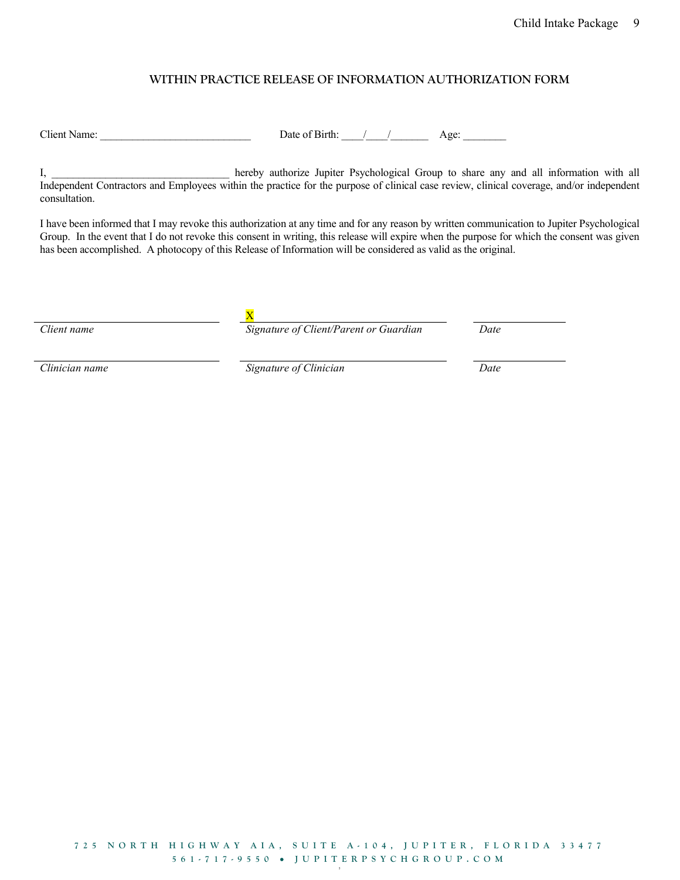## WITHIN PRACTICE RELEASE OF INFORMATION AUTHORIZATION FORM

Client Name: ____________________________ Date of Birth: ____/____/_______ Age: ________

I, ________________________________ hereby authorize Jupiter Psychological Group to share any and all information with all Independent Contractors and Employees within the practice for the purpose of clinical case review, clinical coverage, and/or independent consultation.

I have been informed that I may revoke this authorization at any time and for any reason by written communication to Jupiter Psychological Group. In the event that I do not revoke this consent in writing, this release will expire when the purpose for which the consent was given has been accomplished. A photocopy of this Release of Information will be considered as valid as the original.

| ______________________ | X______________________ | ____________ |
|---|---|---|
| *Client name* | *Signature of Client/Parent or Guardian* | *Date* |
| ______________________ | ______________________ | ____________ |
| *Clinician name* | *Signature of Clinician* | *Date* |

725 NORTH HIGHWAY AIA, SUITE A-104, JUPITER, FLORIDA 33477
561-717-9550 • JUPITERPSYCHGROUP.COM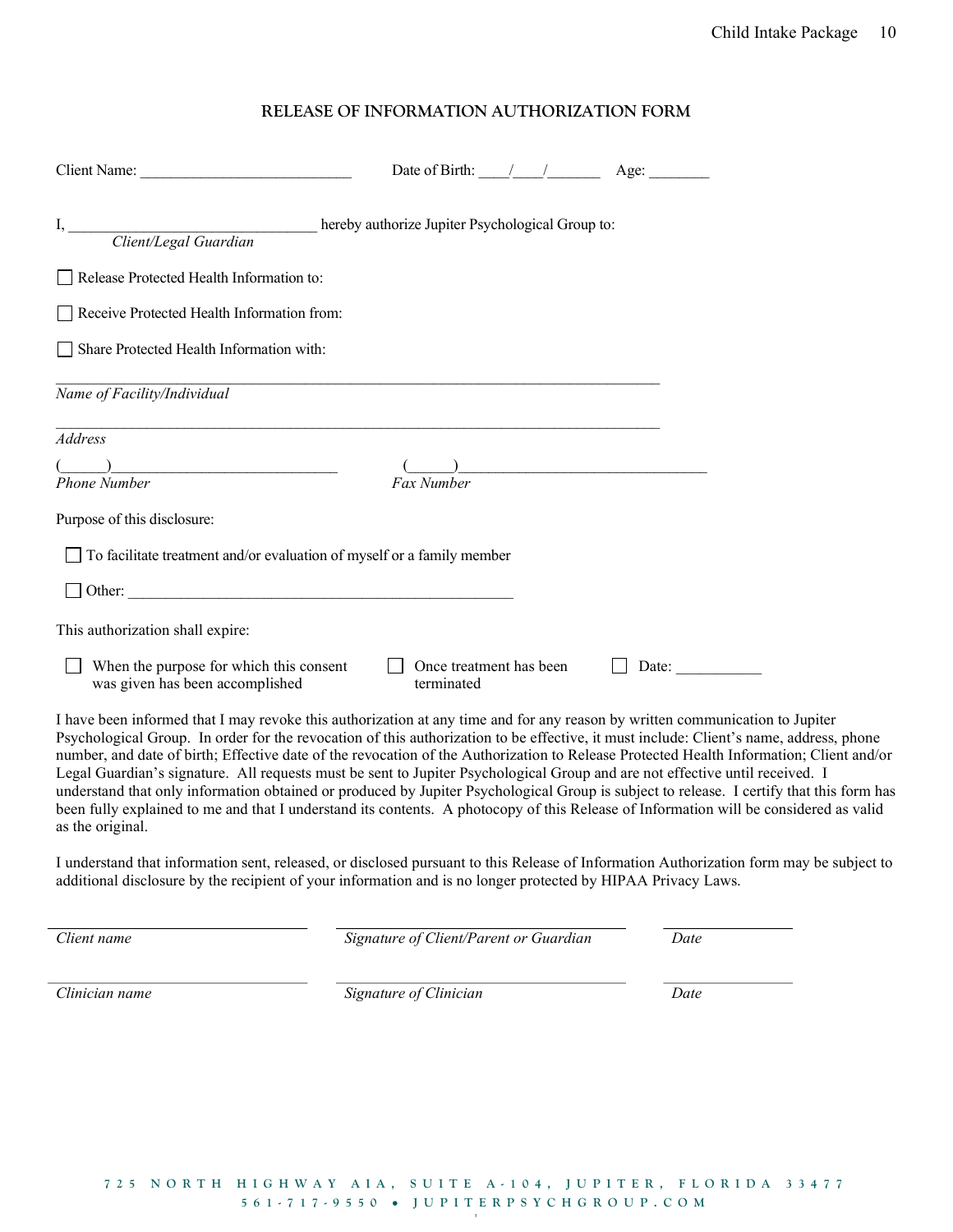# RELEASE OF INFORMATION AUTHORIZATION FORM

Client Name: ____________________________ Date of Birth: ____/____/_______ Age: ________

I, _________________________________ hereby authorize Jupiter Psychological Group to:
*Client/Legal Guardian*

☐ Release Protected Health Information to:

☐ Receive Protected Health Information from:

☐ Share Protected Health Information with:

_______________________________________________________________________________
*Name of Facility/Individual*

_______________________________________________________________________________
*Address*

(______)_____________________________ (______)_________________________________
*Phone Number* *Fax Number*

Purpose of this disclosure:

☐ To facilitate treatment and/or evaluation of myself or a family member

☐ Other: ___________________________________________________

This authorization shall expire:

☐ When the purpose for which this consent was given has been accomplished ☐ Once treatment has been terminated ☐ Date: ___________

I have been informed that I may revoke this authorization at any time and for any reason by written communication to Jupiter Psychological Group. In order for the revocation of this authorization to be effective, it must include: Client's name, address, phone number, and date of birth; Effective date of the revocation of the Authorization to Release Protected Health Information; Client and/or Legal Guardian's signature. All requests must be sent to Jupiter Psychological Group and are not effective until received. I understand that only information obtained or produced by Jupiter Psychological Group is subject to release. I certify that this form has been fully explained to me and that I understand its contents. A photocopy of this Release of Information will be considered as valid as the original.

I understand that information sent, released, or disclosed pursuant to this Release of Information Authorization form may be subject to additional disclosure by the recipient of your information and is no longer protected by HIPAA Privacy Laws.

______________________________ ______________________________ ______________
*Client name* *Signature of Client/Parent or Guardian* *Date*

______________________________ ______________________________ ______________
*Clinician name* *Signature of Clinician* *Date*

725 NORTH HIGHWAY AIA, SUITE A-104, JUPITER, FLORIDA 33477
561-717-9550 • JUPITERPSYCHGROUP.COM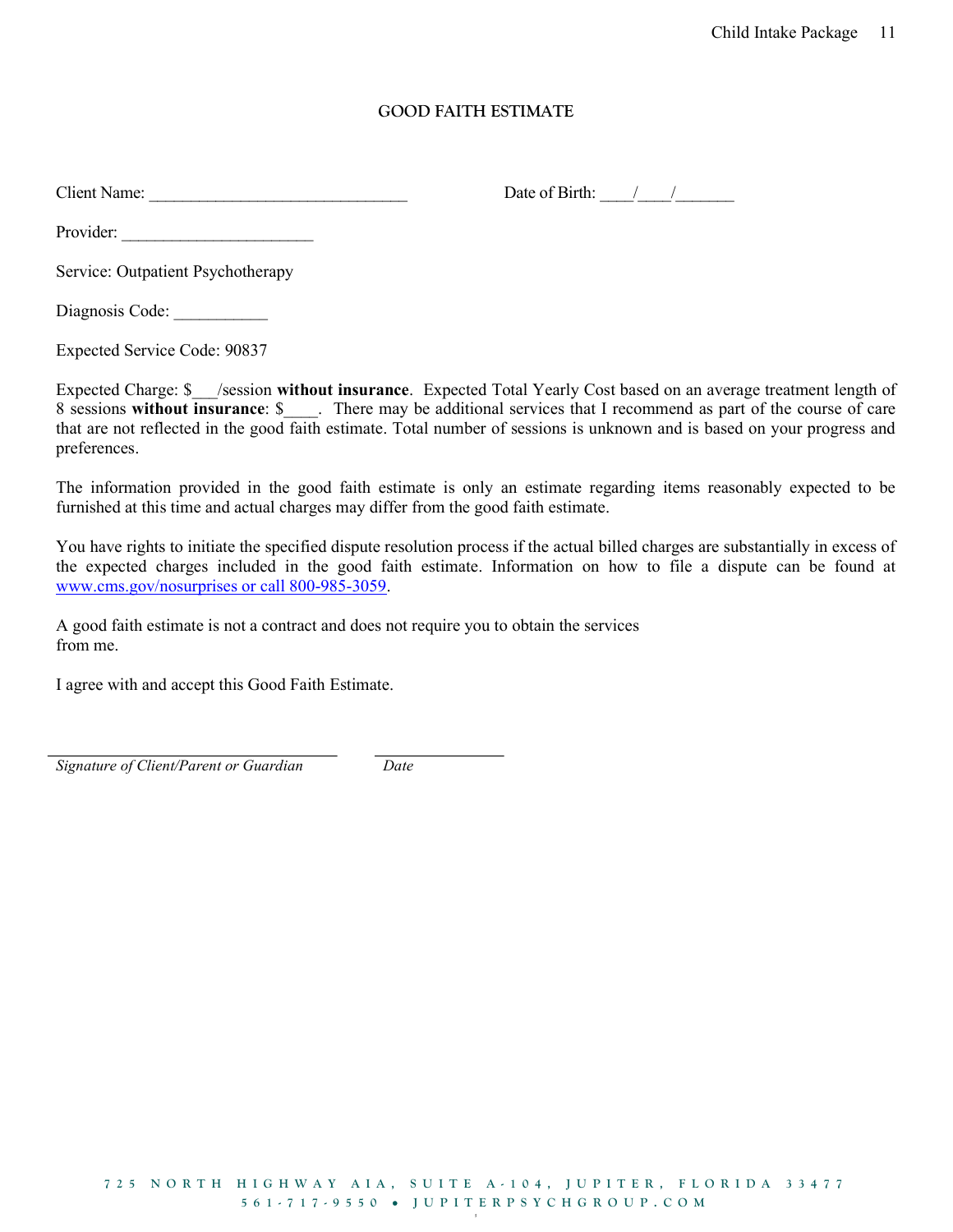## GOOD FAITH ESTIMATE

Client Name: _______________________________ Date of Birth: ____/____/_______

Provider: _______________________

Service: Outpatient Psychotherapy

Diagnosis Code: ___________

Expected Service Code: 90837

Expected Charge: $___/session **without insurance**. Expected Total Yearly Cost based on an average treatment length of 8 sessions **without insurance**: $____. There may be additional services that I recommend as part of the course of care that are not reflected in the good faith estimate. Total number of sessions is unknown and is based on your progress and preferences.

The information provided in the good faith estimate is only an estimate regarding items reasonably expected to be furnished at this time and actual charges may differ from the good faith estimate.

You have rights to initiate the specified dispute resolution process if the actual billed charges are substantially in excess of the expected charges included in the good faith estimate. Information on how to file a dispute can be found at www.cms.gov/nosurprises or call 800-985-3059.

A good faith estimate is not a contract and does not require you to obtain the services from me.

I agree with and accept this Good Faith Estimate.

_________________________________ _______________

*Signature of Client/Parent or Guardian* *Date*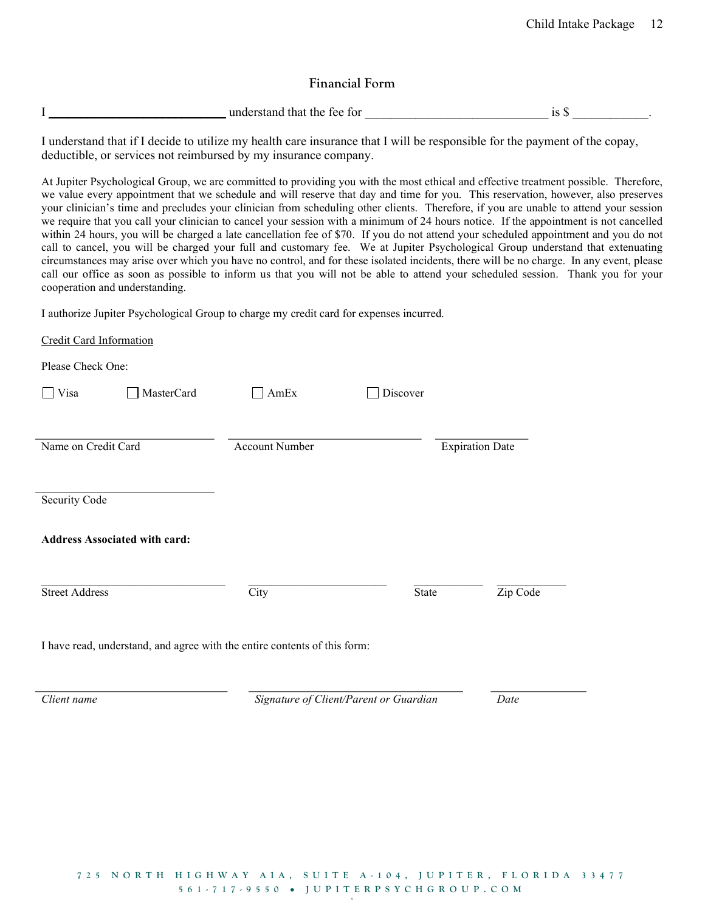## Financial Form

I \_\_\_\_\_\_\_\_\_\_\_\_\_\_\_\_\_\_\_\_\_\_\_\_\_\_\_\_ understand that the fee for \_\_\_\_\_\_\_\_\_\_\_\_\_\_\_\_\_\_\_\_\_\_\_\_\_\_\_\_\_ is $ \_\_\_\_\_\_\_\_\_\_\_\_.

I understand that if I decide to utilize my health care insurance that I will be responsible for the payment of the copay, deductible, or services not reimbursed by my insurance company.

At Jupiter Psychological Group, we are committed to providing you with the most ethical and effective treatment possible. Therefore, we value every appointment that we schedule and will reserve that day and time for you. This reservation, however, also preserves your clinician's time and precludes your clinician from scheduling other clients. Therefore, if you are unable to attend your session we require that you call your clinician to cancel your session with a minimum of 24 hours notice. If the appointment is not cancelled within 24 hours, you will be charged a late cancellation fee of $70. If you do not attend your scheduled appointment and you do not call to cancel, you will be charged your full and customary fee. We at Jupiter Psychological Group understand that extenuating circumstances may arise over which you have no control, and for these isolated incidents, there will be no charge. In any event, please call our office as soon as possible to inform us that you will not be able to attend your scheduled session. Thank you for your cooperation and understanding.

I authorize Jupiter Psychological Group to charge my credit card for expenses incurred.

Credit Card Information

Please Check One:

☐ Visa ☐ MasterCard ☐ AmEx ☐ Discover

\_\_\_\_\_\_\_\_\_\_\_\_\_\_\_\_\_\_\_\_\_\_\_\_\_\_ \_\_\_\_\_\_\_\_\_\_\_\_\_\_\_\_\_\_\_\_\_\_\_\_\_\_\_\_ \_\_\_\_\_\_\_\_\_\_\_\_\_\_
Name on Credit Card Account Number Expiration Date

\_\_\_\_\_\_\_\_\_\_\_\_\_\_\_\_\_\_\_\_\_\_\_\_\_\_
Security Code

**Address Associated with card:**

\_\_\_\_\_\_\_\_\_\_\_\_\_\_\_\_\_\_\_\_\_\_\_\_\_\_\_\_ \_\_\_\_\_\_\_\_\_\_\_\_\_\_\_\_\_\_\_\_\_\_\_\_ \_\_\_\_\_\_\_\_\_\_\_\_ \_\_\_\_\_\_\_\_\_\_\_\_
Street Address City State Zip Code

I have read, understand, and agree with the entire contents of this form:

\_\_\_\_\_\_\_\_\_\_\_\_\_\_\_\_\_\_\_\_\_\_\_\_\_\_\_\_ \_\_\_\_\_\_\_\_\_\_\_\_\_\_\_\_\_\_\_\_\_\_\_\_\_\_\_\_\_\_\_ \_\_\_\_\_\_\_\_\_\_\_\_\_\_
*Client name* *Signature of Client/Parent or Guardian* *Date*

725 NORTH HIGHWAY A1A, SUITE A-104, JUPITER, FLORIDA 33477
561-717-9550 • JUPITERPSYCHGROUP.COM